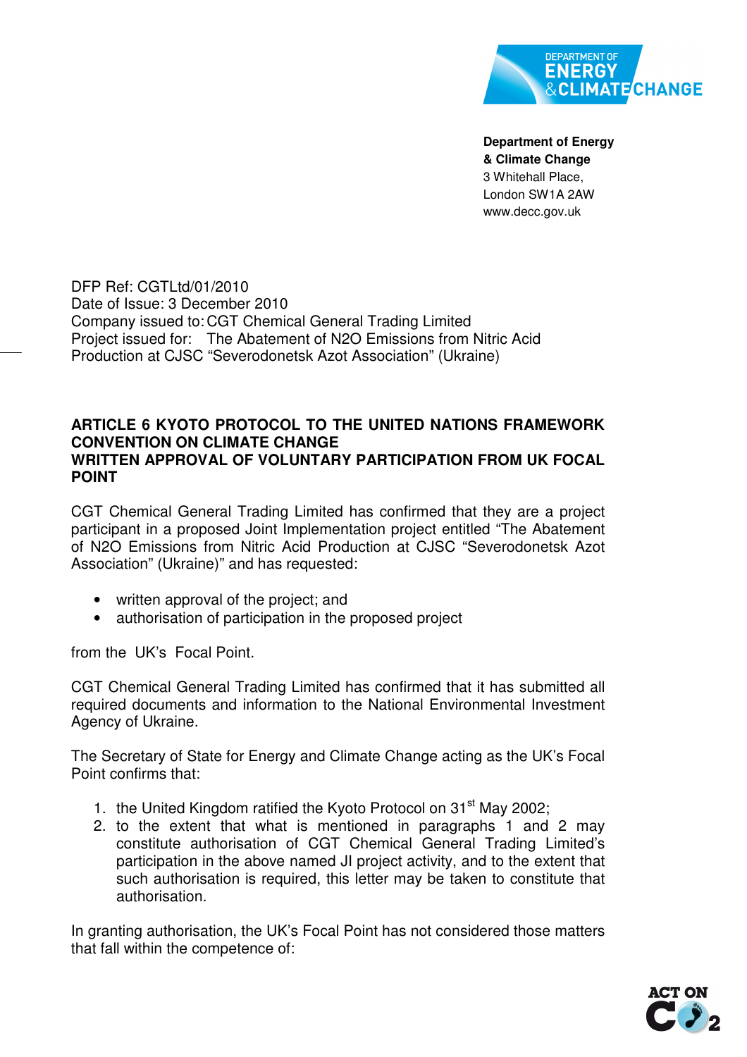**Department of Energy & Climate Change**
3 Whitehall Place,
London SW1A 2AW
www.decc.gov.uk

DFP Ref: CGTLtd/01/2010
Date of Issue: 3 December 2010
Company issued to: CGT Chemical General Trading Limited
Project issued for: The Abatement of N2O Emissions from Nitric Acid Production at CJSC "Severodonetsk Azot Association" (Ukraine)

**ARTICLE 6 KYOTO PROTOCOL TO THE UNITED NATIONS FRAMEWORK CONVENTION ON CLIMATE CHANGE**
**WRITTEN APPROVAL OF VOLUNTARY PARTICIPATION FROM UK FOCAL POINT**

CGT Chemical General Trading Limited has confirmed that they are a project participant in a proposed Joint Implementation project entitled "The Abatement of N2O Emissions from Nitric Acid Production at CJSC "Severodonetsk Azot Association" (Ukraine)" and has requested:

- written approval of the project; and
- authorisation of participation in the proposed project

from the UK's Focal Point.

CGT Chemical General Trading Limited has confirmed that it has submitted all required documents and information to the National Environmental Investment Agency of Ukraine.

The Secretary of State for Energy and Climate Change acting as the UK's Focal Point confirms that:

1. the United Kingdom ratified the Kyoto Protocol on 31st May 2002;
2. to the extent that what is mentioned in paragraphs 1 and 2 may constitute authorisation of CGT Chemical General Trading Limited's participation in the above named JI project activity, and to the extent that such authorisation is required, this letter may be taken to constitute that authorisation.

In granting authorisation, the UK's Focal Point has not considered those matters that fall within the competence of: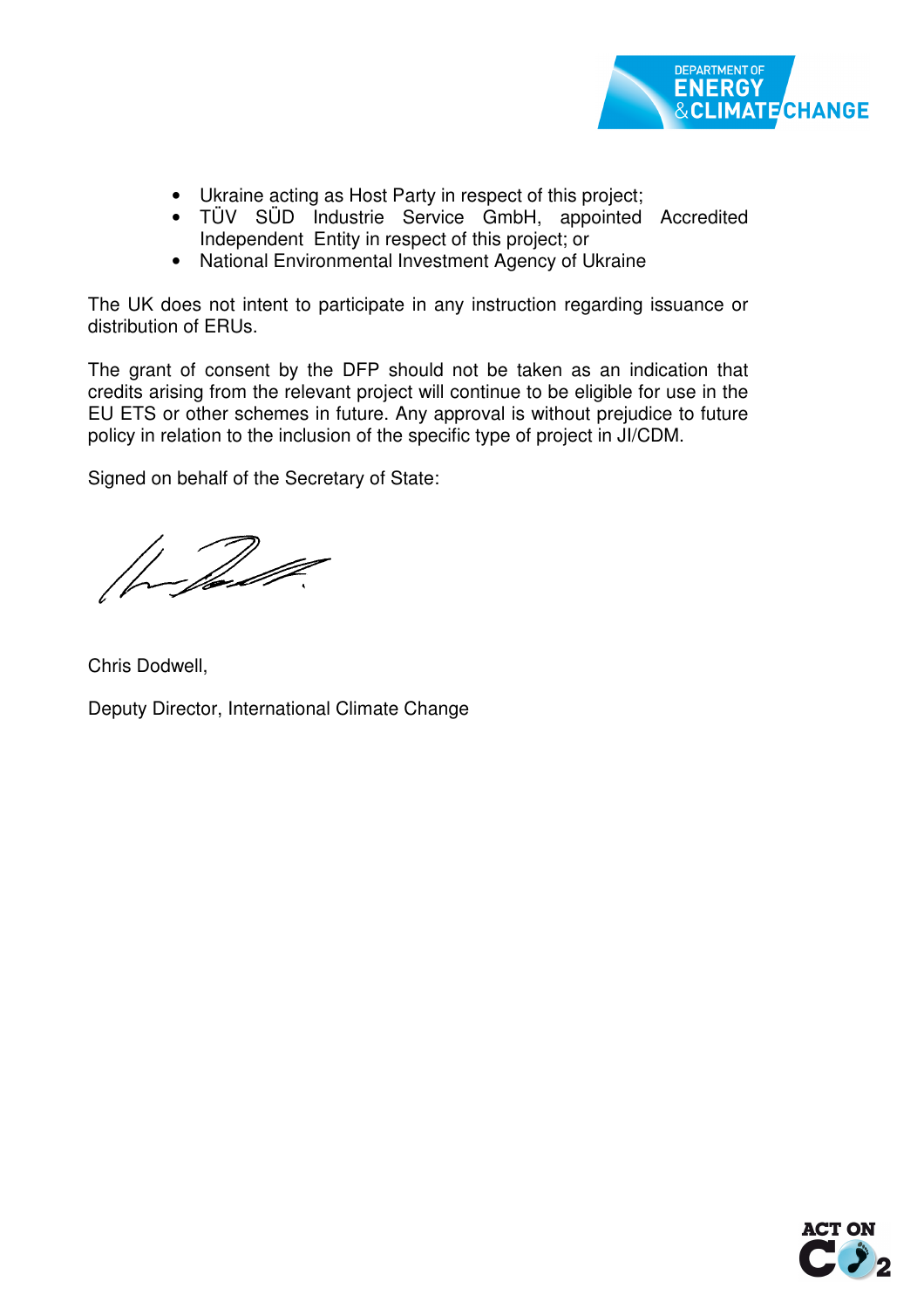- Ukraine acting as Host Party in respect of this project;
- TÜV SÜD Industrie Service GmbH, appointed Accredited Independent Entity in respect of this project; or
- National Environmental Investment Agency of Ukraine

The UK does not intent to participate in any instruction regarding issuance or distribution of ERUs.

The grant of consent by the DFP should not be taken as an indication that credits arising from the relevant project will continue to be eligible for use in the EU ETS or other schemes in future. Any approval is without prejudice to future policy in relation to the inclusion of the specific type of project in JI/CDM.

Signed on behalf of the Secretary of State:

Chris Dodwell,

Deputy Director, International Climate Change